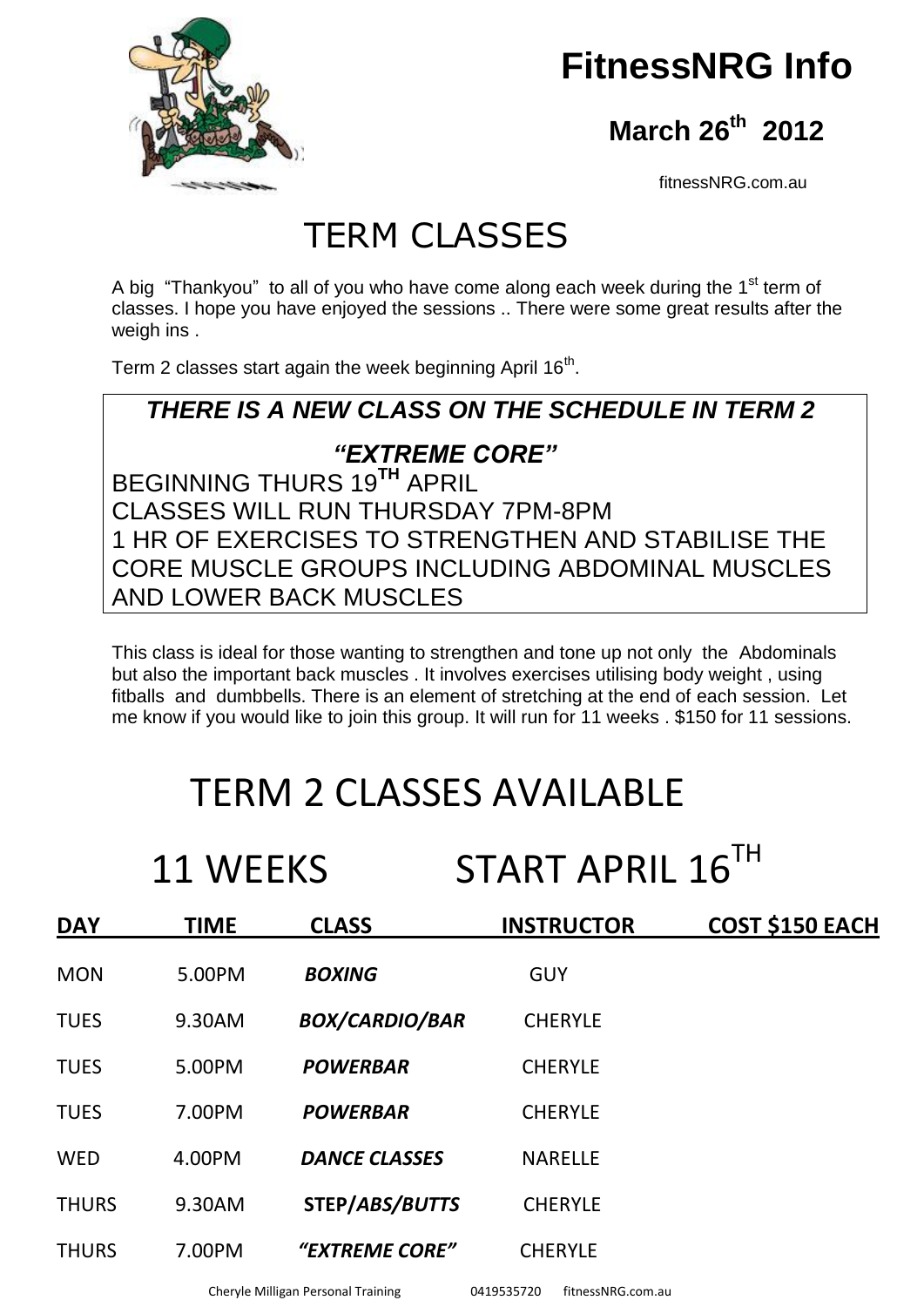# FitnessNRG Info

**March 26th 2012**

fitnessNRG.com.au

# TERM CLASSES

A big "Thankyou" to all of you who have come along each week during the 1st term of classes. I hope you have enjoyed the sessions .. There were some great results after the weigh ins .

Term 2 classes start again the week beginning April 16th.

***THERE IS A NEW CLASS ON THE SCHEDULE IN TERM 2***

***"EXTREME CORE"***

BEGINNING THURS 19TH APRIL
CLASSES WILL RUN THURSDAY 7PM-8PM
1 HR OF EXERCISES TO STRENGTHEN AND STABILISE THE CORE MUSCLE GROUPS INCLUDING ABDOMINAL MUSCLES AND LOWER BACK MUSCLES

This class is ideal for those wanting to strengthen and tone up not only the Abdominals but also the important back muscles . It involves exercises utilising body weight , using fitballs and dumbbells. There is an element of stretching at the end of each session. Let me know if you would like to join this group. It will run for 11 weeks . $150 for 11 sessions.

# TERM 2 CLASSES AVAILABLE

## 11 WEEKS START APRIL 16TH

| DAY | TIME | CLASS | INSTRUCTOR | COST $150 EACH |
|---|---|---|---|---|
| MON | 5.00PM | ***BOXING*** | GUY | |
| TUES | 9.30AM | ***BOX/CARDIO/BAR*** | CHERYLE | |
| TUES | 5.00PM | ***POWERBAR*** | CHERYLE | |
| TUES | 7.00PM | ***POWERBAR*** | CHERYLE | |
| WED | 4.00PM | ***DANCE CLASSES*** | NARELLE | |
| THURS | 9.30AM | **STEP/*ABS/BUTTS*** | CHERYLE | |
| THURS | 7.00PM | ***"EXTREME CORE"*** | CHERYLE | |

Cheryle Milligan Personal Training 0419535720 fitnessNRG.com.au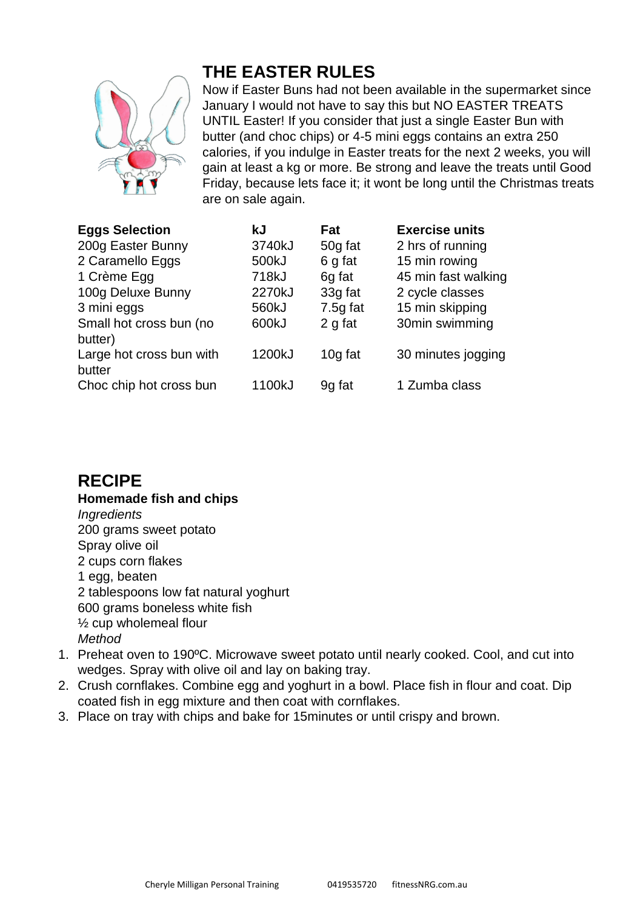## THE EASTER RULES

Now if Easter Buns had not been available in the supermarket since January I would not have to say this but NO EASTER TREATS UNTIL Easter! If you consider that just a single Easter Bun with butter (and choc chips) or 4-5 mini eggs contains an extra 250 calories, if you indulge in Easter treats for the next 2 weeks, you will gain at least a kg or more. Be strong and leave the treats until Good Friday, because lets face it; it wont be long until the Christmas treats are on sale again.

| Eggs Selection | kJ | Fat | Exercise units |
|---|---|---|---|
| 200g Easter Bunny | 3740kJ | 50g fat | 2 hrs of running |
| 2 Caramello Eggs | 500kJ | 6 g fat | 15 min rowing |
| 1 Crème Egg | 718kJ | 6g fat | 45 min fast walking |
| 100g Deluxe Bunny | 2270kJ | 33g fat | 2 cycle classes |
| 3 mini eggs | 560kJ | 7.5g fat | 15 min skipping |
| Small hot cross bun (no butter) | 600kJ | 2 g fat | 30min swimming |
| Large hot cross bun with butter | 1200kJ | 10g fat | 30 minutes jogging |
| Choc chip hot cross bun | 1100kJ | 9g fat | 1 Zumba class |

## RECIPE

**Homemade fish and chips**

*Ingredients*

200 grams sweet potato
Spray olive oil
2 cups corn flakes
1 egg, beaten
2 tablespoons low fat natural yoghurt
600 grams boneless white fish
½ cup wholemeal flour

*Method*

1. Preheat oven to 190ºC. Microwave sweet potato until nearly cooked. Cool, and cut into wedges. Spray with olive oil and lay on baking tray.
2. Crush cornflakes. Combine egg and yoghurt in a bowl. Place fish in flour and coat. Dip coated fish in egg mixture and then coat with cornflakes.
3. Place on tray with chips and bake for 15minutes or until crispy and brown.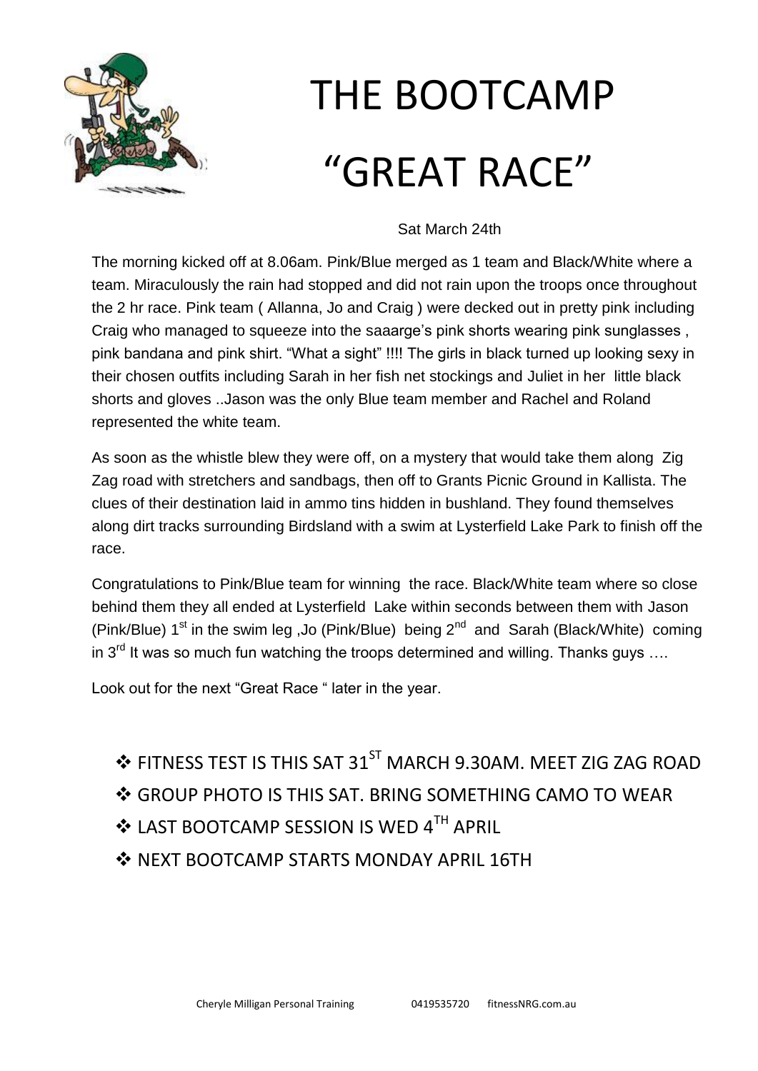# THE BOOTCAMP "GREAT RACE"

Sat March 24th

The morning kicked off at 8.06am. Pink/Blue merged as 1 team and Black/White where a team. Miraculously the rain had stopped and did not rain upon the troops once throughout the 2 hr race. Pink team ( Allanna, Jo and Craig ) were decked out in pretty pink including Craig who managed to squeeze into the saaarge's pink shorts wearing pink sunglasses , pink bandana and pink shirt. "What a sight" !!!! The girls in black turned up looking sexy in their chosen outfits including Sarah in her fish net stockings and Juliet in her little black shorts and gloves ..Jason was the only Blue team member and Rachel and Roland represented the white team.

As soon as the whistle blew they were off, on a mystery that would take them along Zig Zag road with stretchers and sandbags, then off to Grants Picnic Ground in Kallista. The clues of their destination laid in ammo tins hidden in bushland. They found themselves along dirt tracks surrounding Birdsland with a swim at Lysterfield Lake Park to finish off the race.

Congratulations to Pink/Blue team for winning the race. Black/White team where so close behind them they all ended at Lysterfield Lake within seconds between them with Jason (Pink/Blue) 1st in the swim leg ,Jo (Pink/Blue) being 2nd and Sarah (Black/White) coming in 3rd It was so much fun watching the troops determined and willing. Thanks guys ….

Look out for the next "Great Race " later in the year.

- FITNESS TEST IS THIS SAT 31ST MARCH 9.30AM. MEET ZIG ZAG ROAD
- GROUP PHOTO IS THIS SAT. BRING SOMETHING CAMO TO WEAR
- LAST BOOTCAMP SESSION IS WED 4TH APRIL
- NEXT BOOTCAMP STARTS MONDAY APRIL 16TH

Cheryle Milligan Personal Training 0419535720 fitnessNRG.com.au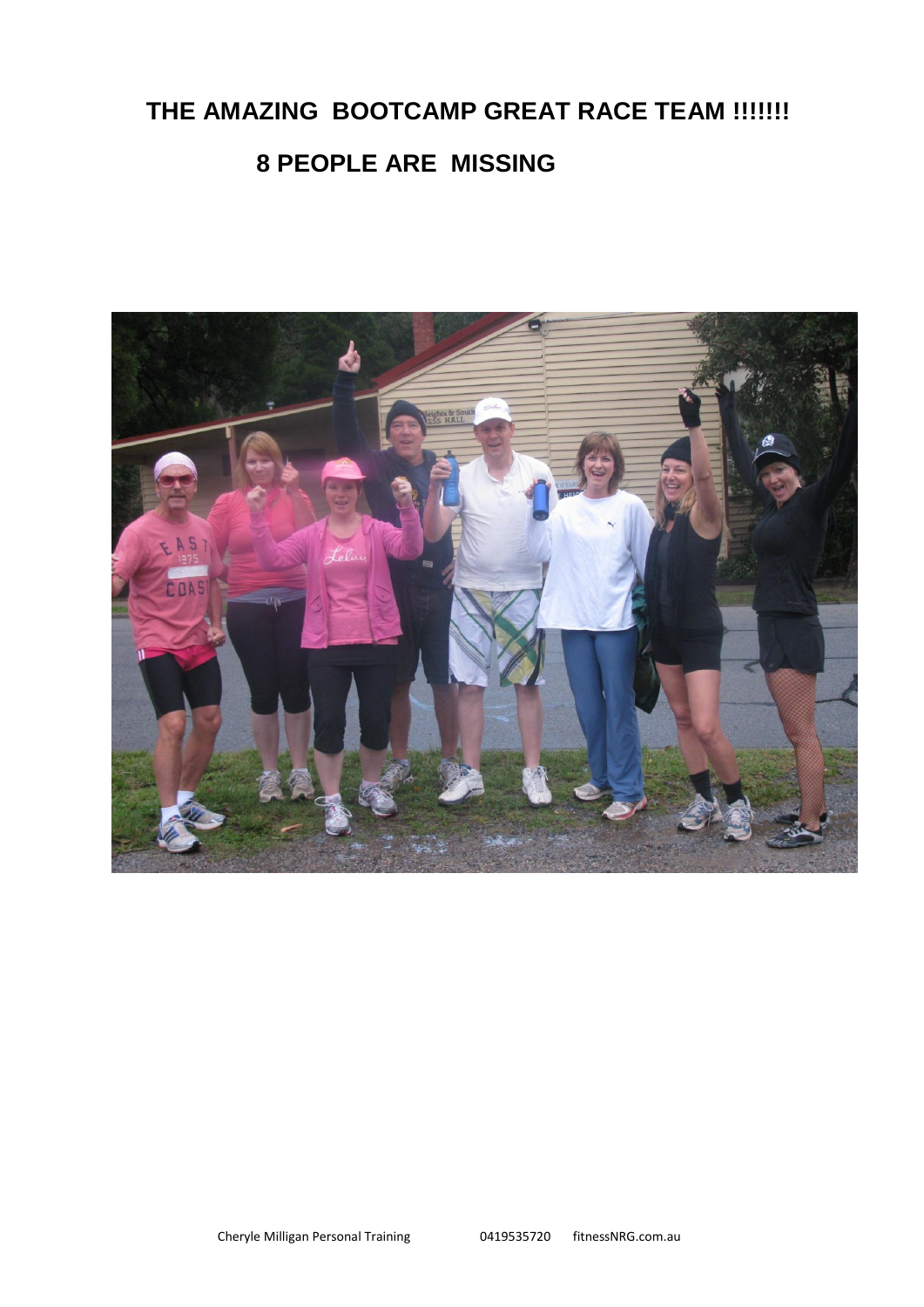# THE AMAZING BOOTCAMP GREAT RACE TEAM !!!!!!!

## 8 PEOPLE ARE MISSING